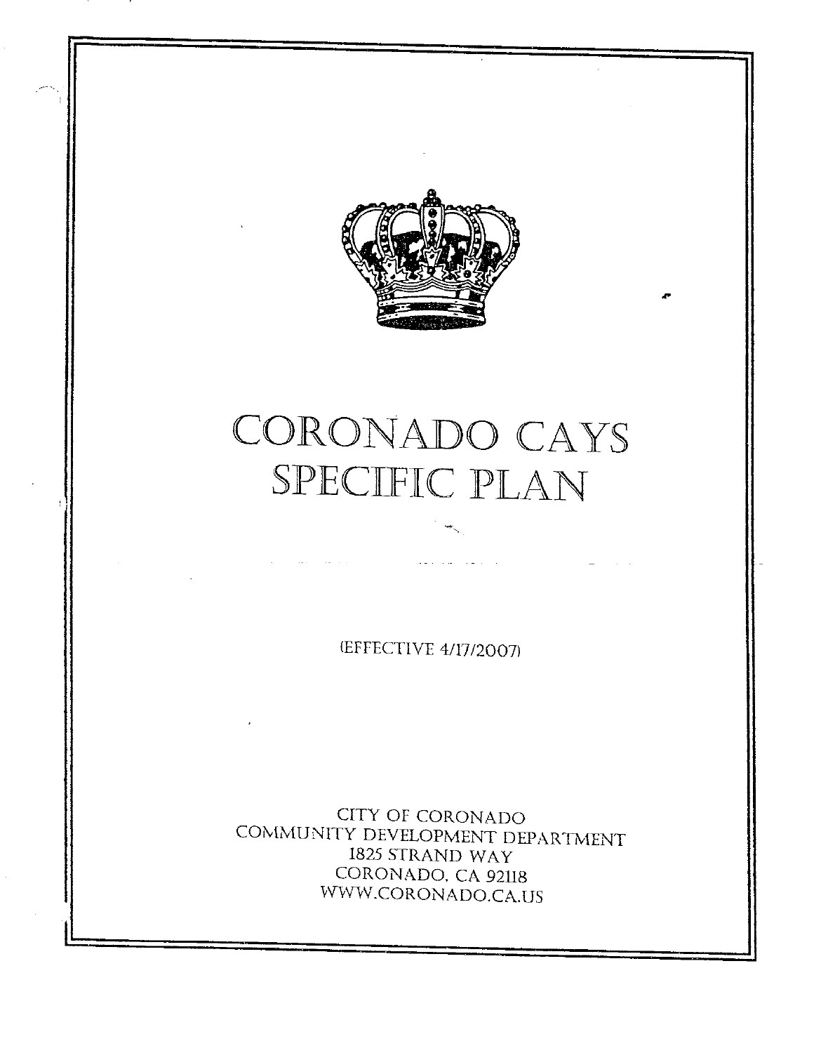# CORONADO CAYS SPECIFIC PLAN

(EFFECTIVE 4/17/2007)

CITY OF CORONADO
COMMUNITY DEVELOPMENT DEPARTMENT
1825 STRAND WAY
CORONADO, CA 92118
WWW.CORONADO.CA.US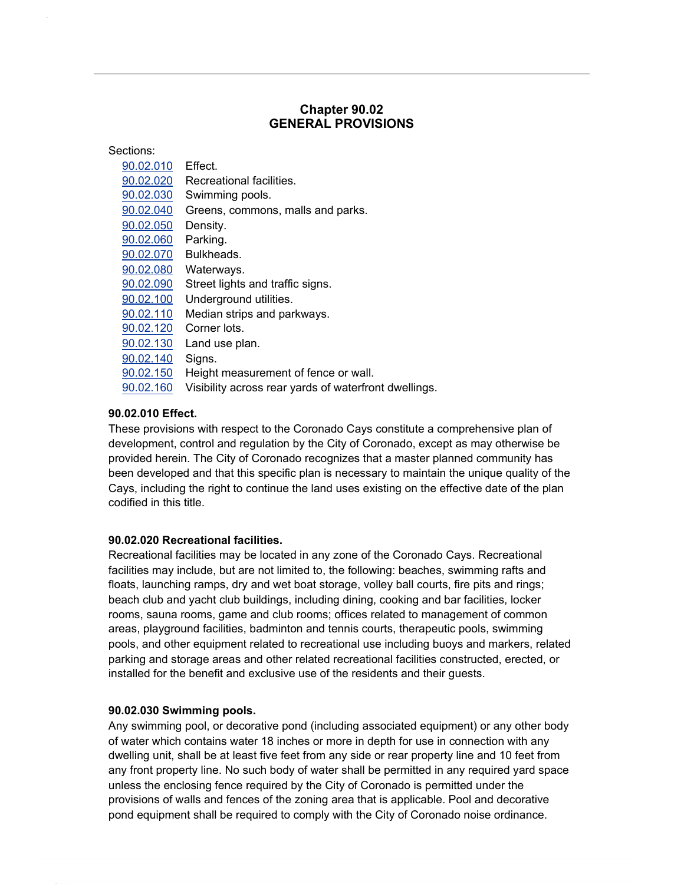# Chapter 90.02
# GENERAL PROVISIONS

Sections:

| | |
|---|---|
| 90.02.010 | Effect. |
| 90.02.020 | Recreational facilities. |
| 90.02.030 | Swimming pools. |
| 90.02.040 | Greens, commons, malls and parks. |
| 90.02.050 | Density. |
| 90.02.060 | Parking. |
| 90.02.070 | Bulkheads. |
| 90.02.080 | Waterways. |
| 90.02.090 | Street lights and traffic signs. |
| 90.02.100 | Underground utilities. |
| 90.02.110 | Median strips and parkways. |
| 90.02.120 | Corner lots. |
| 90.02.130 | Land use plan. |
| 90.02.140 | Signs. |
| 90.02.150 | Height measurement of fence or wall. |
| 90.02.160 | Visibility across rear yards of waterfront dwellings. |

**90.02.010 Effect.**
These provisions with respect to the Coronado Cays constitute a comprehensive plan of development, control and regulation by the City of Coronado, except as may otherwise be provided herein. The City of Coronado recognizes that a master planned community has been developed and that this specific plan is necessary to maintain the unique quality of the Cays, including the right to continue the land uses existing on the effective date of the plan codified in this title.

**90.02.020 Recreational facilities.**
Recreational facilities may be located in any zone of the Coronado Cays. Recreational facilities may include, but are not limited to, the following: beaches, swimming rafts and floats, launching ramps, dry and wet boat storage, volley ball courts, fire pits and rings; beach club and yacht club buildings, including dining, cooking and bar facilities, locker rooms, sauna rooms, game and club rooms; offices related to management of common areas, playground facilities, badminton and tennis courts, therapeutic pools, swimming pools, and other equipment related to recreational use including buoys and markers, related parking and storage areas and other related recreational facilities constructed, erected, or installed for the benefit and exclusive use of the residents and their guests.

**90.02.030 Swimming pools.**
Any swimming pool, or decorative pond (including associated equipment) or any other body of water which contains water 18 inches or more in depth for use in connection with any dwelling unit, shall be at least five feet from any side or rear property line and 10 feet from any front property line. No such body of water shall be permitted in any required yard space unless the enclosing fence required by the City of Coronado is permitted under the provisions of walls and fences of the zoning area that is applicable. Pool and decorative pond equipment shall be required to comply with the City of Coronado noise ordinance.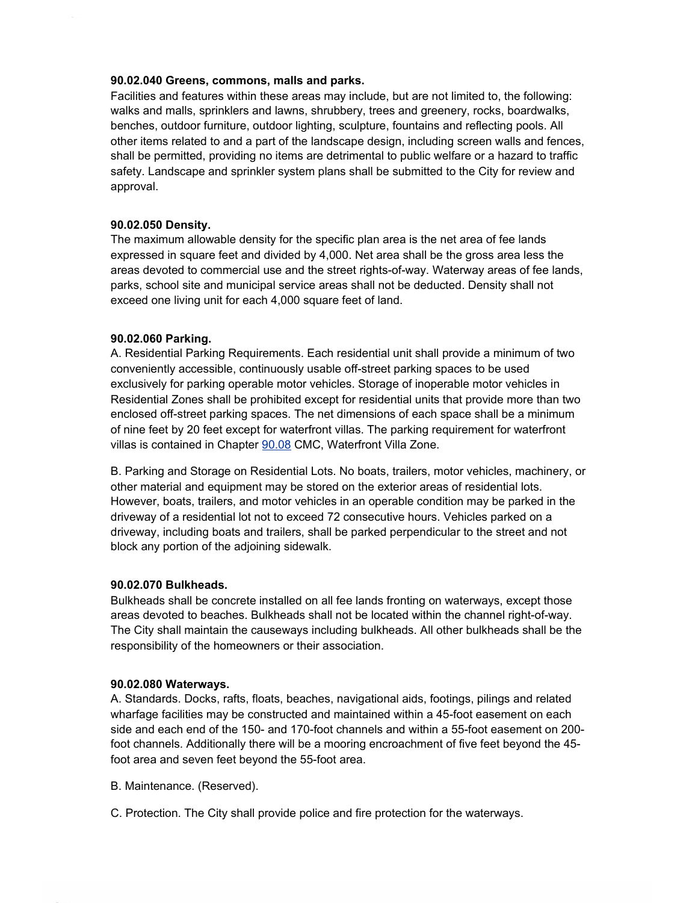**90.02.040 Greens, commons, malls and parks.**

Facilities and features within these areas may include, but are not limited to, the following: walks and malls, sprinklers and lawns, shrubbery, trees and greenery, rocks, boardwalks, benches, outdoor furniture, outdoor lighting, sculpture, fountains and reflecting pools. All other items related to and a part of the landscape design, including screen walls and fences, shall be permitted, providing no items are detrimental to public welfare or a hazard to traffic safety. Landscape and sprinkler system plans shall be submitted to the City for review and approval.

**90.02.050 Density.**

The maximum allowable density for the specific plan area is the net area of fee lands expressed in square feet and divided by 4,000. Net area shall be the gross area less the areas devoted to commercial use and the street rights-of-way. Waterway areas of fee lands, parks, school site and municipal service areas shall not be deducted. Density shall not exceed one living unit for each 4,000 square feet of land.

**90.02.060 Parking.**

A. Residential Parking Requirements. Each residential unit shall provide a minimum of two conveniently accessible, continuously usable off-street parking spaces to be used exclusively for parking operable motor vehicles. Storage of inoperable motor vehicles in Residential Zones shall be prohibited except for residential units that provide more than two enclosed off-street parking spaces. The net dimensions of each space shall be a minimum of nine feet by 20 feet except for waterfront villas. The parking requirement for waterfront villas is contained in Chapter 90.08 CMC, Waterfront Villa Zone.

B. Parking and Storage on Residential Lots. No boats, trailers, motor vehicles, machinery, or other material and equipment may be stored on the exterior areas of residential lots. However, boats, trailers, and motor vehicles in an operable condition may be parked in the driveway of a residential lot not to exceed 72 consecutive hours. Vehicles parked on a driveway, including boats and trailers, shall be parked perpendicular to the street and not block any portion of the adjoining sidewalk.

**90.02.070 Bulkheads.**

Bulkheads shall be concrete installed on all fee lands fronting on waterways, except those areas devoted to beaches. Bulkheads shall not be located within the channel right-of-way. The City shall maintain the causeways including bulkheads. All other bulkheads shall be the responsibility of the homeowners or their association.

**90.02.080 Waterways.**

A. Standards. Docks, rafts, floats, beaches, navigational aids, footings, pilings and related wharfage facilities may be constructed and maintained within a 45-foot easement on each side and each end of the 150- and 170-foot channels and within a 55-foot easement on 200-foot channels. Additionally there will be a mooring encroachment of five feet beyond the 45-foot area and seven feet beyond the 55-foot area.

B. Maintenance. (Reserved).

C. Protection. The City shall provide police and fire protection for the waterways.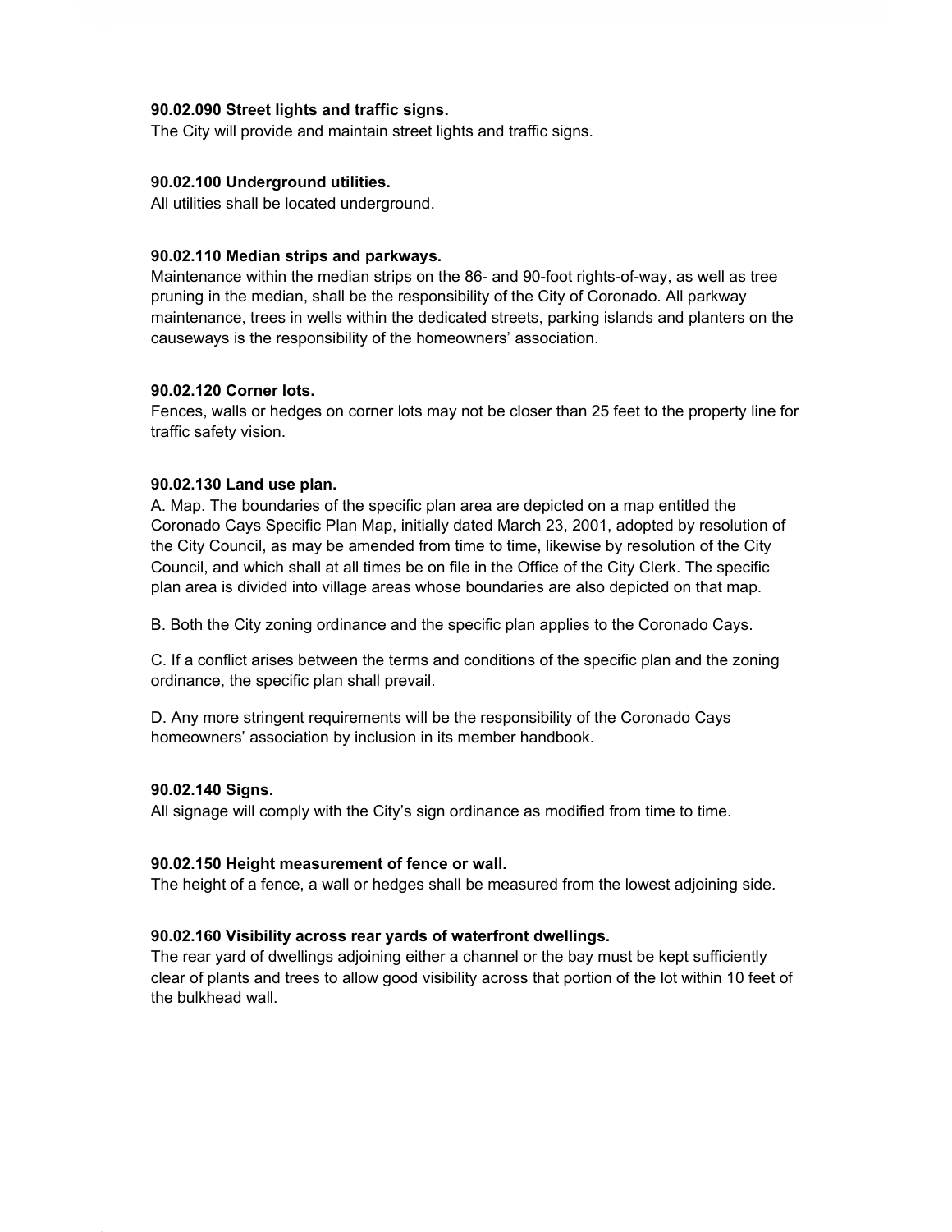**90.02.090 Street lights and traffic signs.**
The City will provide and maintain street lights and traffic signs.

**90.02.100 Underground utilities.**
All utilities shall be located underground.

**90.02.110 Median strips and parkways.**
Maintenance within the median strips on the 86- and 90-foot rights-of-way, as well as tree pruning in the median, shall be the responsibility of the City of Coronado. All parkway maintenance, trees in wells within the dedicated streets, parking islands and planters on the causeways is the responsibility of the homeowners' association.

**90.02.120 Corner lots.**
Fences, walls or hedges on corner lots may not be closer than 25 feet to the property line for traffic safety vision.

**90.02.130 Land use plan.**
A. Map. The boundaries of the specific plan area are depicted on a map entitled the Coronado Cays Specific Plan Map, initially dated March 23, 2001, adopted by resolution of the City Council, as may be amended from time to time, likewise by resolution of the City Council, and which shall at all times be on file in the Office of the City Clerk. The specific plan area is divided into village areas whose boundaries are also depicted on that map.

B. Both the City zoning ordinance and the specific plan applies to the Coronado Cays.

C. If a conflict arises between the terms and conditions of the specific plan and the zoning ordinance, the specific plan shall prevail.

D. Any more stringent requirements will be the responsibility of the Coronado Cays homeowners' association by inclusion in its member handbook.

**90.02.140 Signs.**
All signage will comply with the City's sign ordinance as modified from time to time.

**90.02.150 Height measurement of fence or wall.**
The height of a fence, a wall or hedges shall be measured from the lowest adjoining side.

**90.02.160 Visibility across rear yards of waterfront dwellings.**
The rear yard of dwellings adjoining either a channel or the bay must be kept sufficiently clear of plants and trees to allow good visibility across that portion of the lot within 10 feet of the bulkhead wall.

---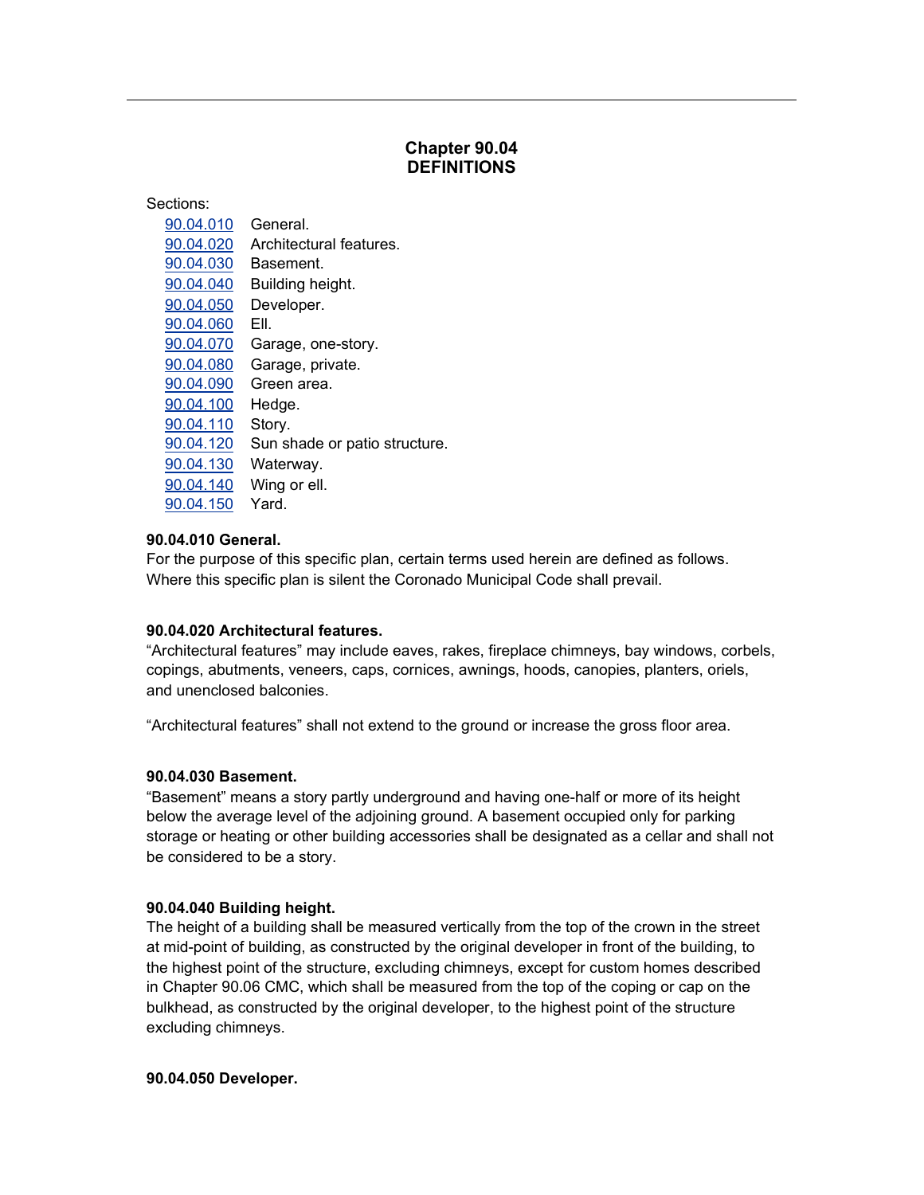# Chapter 90.04
# DEFINITIONS

Sections:

| | |
|---|---|
| 90.04.010 | General. |
| 90.04.020 | Architectural features. |
| 90.04.030 | Basement. |
| 90.04.040 | Building height. |
| 90.04.050 | Developer. |
| 90.04.060 | Ell. |
| 90.04.070 | Garage, one-story. |
| 90.04.080 | Garage, private. |
| 90.04.090 | Green area. |
| 90.04.100 | Hedge. |
| 90.04.110 | Story. |
| 90.04.120 | Sun shade or patio structure. |
| 90.04.130 | Waterway. |
| 90.04.140 | Wing or ell. |
| 90.04.150 | Yard. |

**90.04.010 General.**
For the purpose of this specific plan, certain terms used herein are defined as follows. Where this specific plan is silent the Coronado Municipal Code shall prevail.

**90.04.020 Architectural features.**
"Architectural features" may include eaves, rakes, fireplace chimneys, bay windows, corbels, copings, abutments, veneers, caps, cornices, awnings, hoods, canopies, planters, oriels, and unenclosed balconies.

"Architectural features" shall not extend to the ground or increase the gross floor area.

**90.04.030 Basement.**
"Basement" means a story partly underground and having one-half or more of its height below the average level of the adjoining ground. A basement occupied only for parking storage or heating or other building accessories shall be designated as a cellar and shall not be considered to be a story.

**90.04.040 Building height.**
The height of a building shall be measured vertically from the top of the crown in the street at mid-point of building, as constructed by the original developer in front of the building, to the highest point of the structure, excluding chimneys, except for custom homes described in Chapter 90.06 CMC, which shall be measured from the top of the coping or cap on the bulkhead, as constructed by the original developer, to the highest point of the structure excluding chimneys.

**90.04.050 Developer.**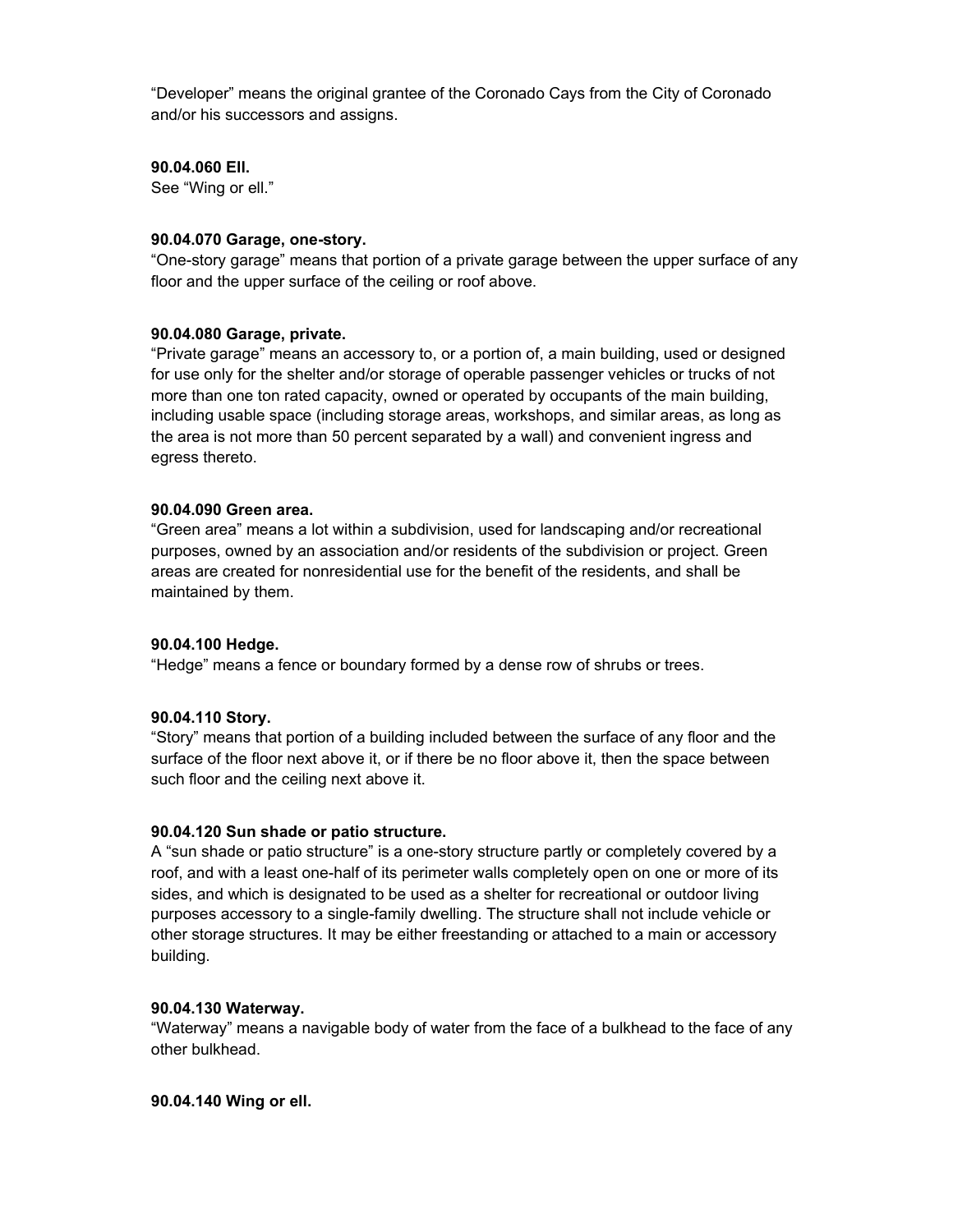"Developer" means the original grantee of the Coronado Cays from the City of Coronado and/or his successors and assigns.

**90.04.060 Ell.**

See "Wing or ell."

**90.04.070 Garage, one-story.**

"One-story garage" means that portion of a private garage between the upper surface of any floor and the upper surface of the ceiling or roof above.

**90.04.080 Garage, private.**

"Private garage" means an accessory to, or a portion of, a main building, used or designed for use only for the shelter and/or storage of operable passenger vehicles or trucks of not more than one ton rated capacity, owned or operated by occupants of the main building, including usable space (including storage areas, workshops, and similar areas, as long as the area is not more than 50 percent separated by a wall) and convenient ingress and egress thereto.

**90.04.090 Green area.**

"Green area" means a lot within a subdivision, used for landscaping and/or recreational purposes, owned by an association and/or residents of the subdivision or project. Green areas are created for nonresidential use for the benefit of the residents, and shall be maintained by them.

**90.04.100 Hedge.**

"Hedge" means a fence or boundary formed by a dense row of shrubs or trees.

**90.04.110 Story.**

"Story" means that portion of a building included between the surface of any floor and the surface of the floor next above it, or if there be no floor above it, then the space between such floor and the ceiling next above it.

**90.04.120 Sun shade or patio structure.**

A "sun shade or patio structure" is a one-story structure partly or completely covered by a roof, and with a least one-half of its perimeter walls completely open on one or more of its sides, and which is designated to be used as a shelter for recreational or outdoor living purposes accessory to a single-family dwelling. The structure shall not include vehicle or other storage structures. It may be either freestanding or attached to a main or accessory building.

**90.04.130 Waterway.**

"Waterway" means a navigable body of water from the face of a bulkhead to the face of any other bulkhead.

**90.04.140 Wing or ell.**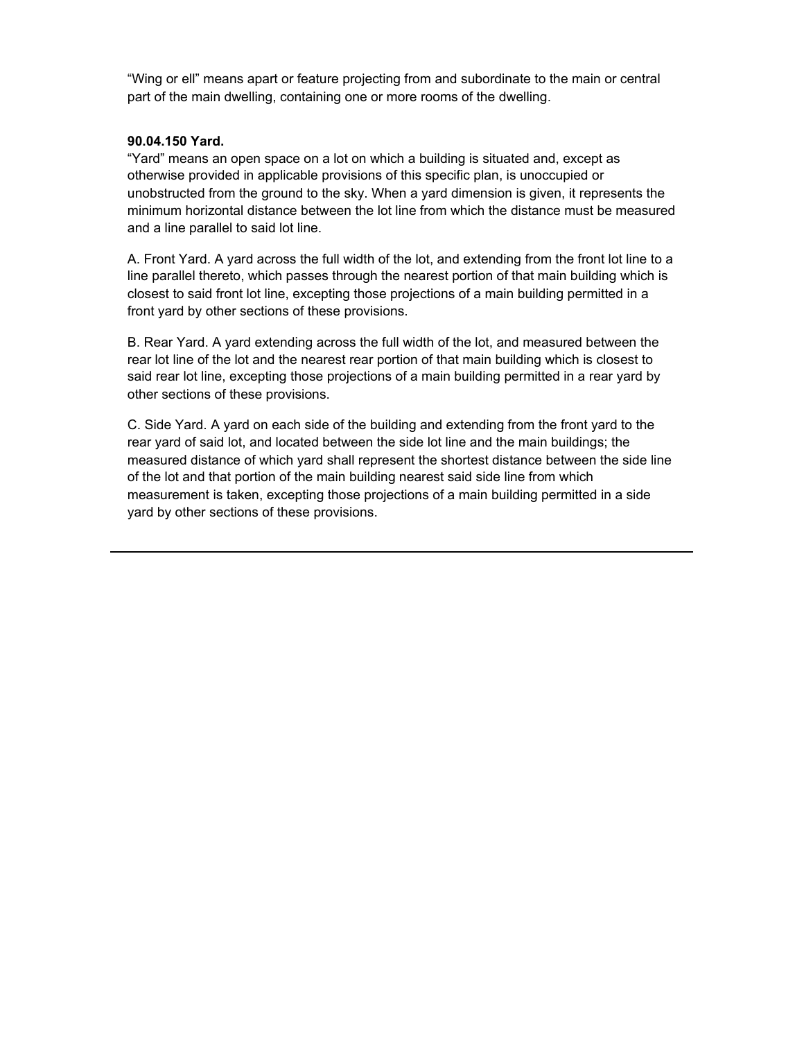"Wing or ell" means apart or feature projecting from and subordinate to the main or central part of the main dwelling, containing one or more rooms of the dwelling.

**90.04.150 Yard.**

"Yard" means an open space on a lot on which a building is situated and, except as otherwise provided in applicable provisions of this specific plan, is unoccupied or unobstructed from the ground to the sky. When a yard dimension is given, it represents the minimum horizontal distance between the lot line from which the distance must be measured and a line parallel to said lot line.

A. Front Yard. A yard across the full width of the lot, and extending from the front lot line to a line parallel thereto, which passes through the nearest portion of that main building which is closest to said front lot line, excepting those projections of a main building permitted in a front yard by other sections of these provisions.

B. Rear Yard. A yard extending across the full width of the lot, and measured between the rear lot line of the lot and the nearest rear portion of that main building which is closest to said rear lot line, excepting those projections of a main building permitted in a rear yard by other sections of these provisions.

C. Side Yard. A yard on each side of the building and extending from the front yard to the rear yard of said lot, and located between the side lot line and the main buildings; the measured distance of which yard shall represent the shortest distance between the side line of the lot and that portion of the main building nearest said side line from which measurement is taken, excepting those projections of a main building permitted in a side yard by other sections of these provisions.

---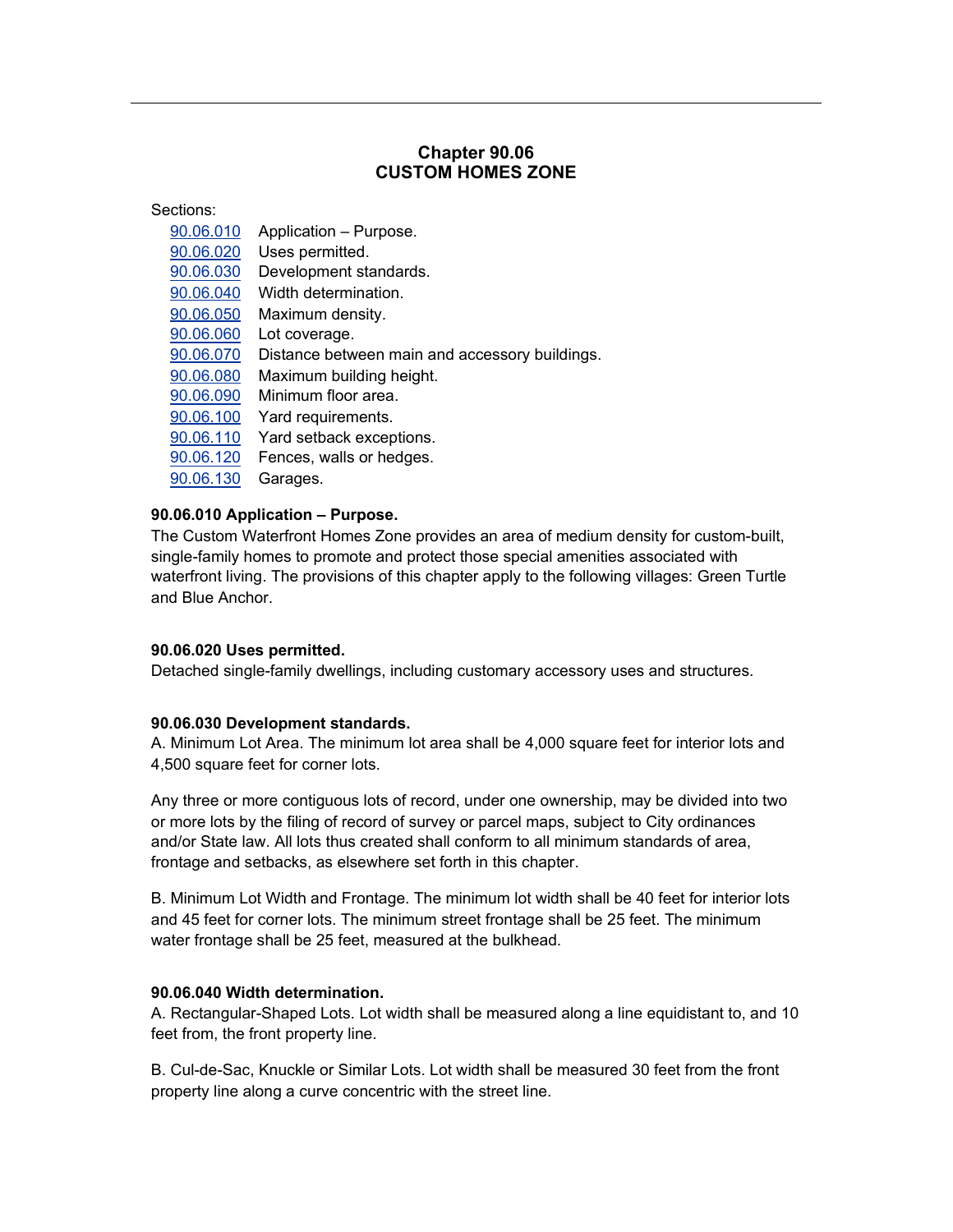# Chapter 90.06
# CUSTOM HOMES ZONE

Sections:

| | |
|---|---|
| 90.06.010 | Application – Purpose. |
| 90.06.020 | Uses permitted. |
| 90.06.030 | Development standards. |
| 90.06.040 | Width determination. |
| 90.06.050 | Maximum density. |
| 90.06.060 | Lot coverage. |
| 90.06.070 | Distance between main and accessory buildings. |
| 90.06.080 | Maximum building height. |
| 90.06.090 | Minimum floor area. |
| 90.06.100 | Yard requirements. |
| 90.06.110 | Yard setback exceptions. |
| 90.06.120 | Fences, walls or hedges. |
| 90.06.130 | Garages. |

**90.06.010 Application – Purpose.**

The Custom Waterfront Homes Zone provides an area of medium density for custom-built, single-family homes to promote and protect those special amenities associated with waterfront living. The provisions of this chapter apply to the following villages: Green Turtle and Blue Anchor.

**90.06.020 Uses permitted.**

Detached single-family dwellings, including customary accessory uses and structures.

**90.06.030 Development standards.**

A. Minimum Lot Area. The minimum lot area shall be 4,000 square feet for interior lots and 4,500 square feet for corner lots.

Any three or more contiguous lots of record, under one ownership, may be divided into two or more lots by the filing of record of survey or parcel maps, subject to City ordinances and/or State law. All lots thus created shall conform to all minimum standards of area, frontage and setbacks, as elsewhere set forth in this chapter.

B. Minimum Lot Width and Frontage. The minimum lot width shall be 40 feet for interior lots and 45 feet for corner lots. The minimum street frontage shall be 25 feet. The minimum water frontage shall be 25 feet, measured at the bulkhead.

**90.06.040 Width determination.**

A. Rectangular-Shaped Lots. Lot width shall be measured along a line equidistant to, and 10 feet from, the front property line.

B. Cul-de-Sac, Knuckle or Similar Lots. Lot width shall be measured 30 feet from the front property line along a curve concentric with the street line.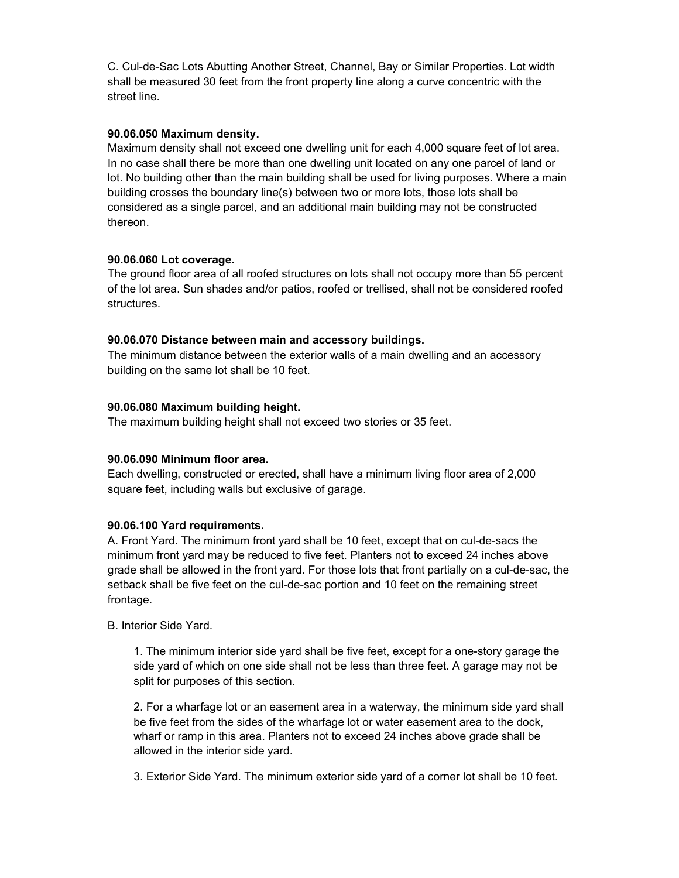C. Cul-de-Sac Lots Abutting Another Street, Channel, Bay or Similar Properties. Lot width shall be measured 30 feet from the front property line along a curve concentric with the street line.

**90.06.050 Maximum density.**
Maximum density shall not exceed one dwelling unit for each 4,000 square feet of lot area. In no case shall there be more than one dwelling unit located on any one parcel of land or lot. No building other than the main building shall be used for living purposes. Where a main building crosses the boundary line(s) between two or more lots, those lots shall be considered as a single parcel, and an additional main building may not be constructed thereon.

**90.06.060 Lot coverage.**
The ground floor area of all roofed structures on lots shall not occupy more than 55 percent of the lot area. Sun shades and/or patios, roofed or trellised, shall not be considered roofed structures.

**90.06.070 Distance between main and accessory buildings.**
The minimum distance between the exterior walls of a main dwelling and an accessory building on the same lot shall be 10 feet.

**90.06.080 Maximum building height.**
The maximum building height shall not exceed two stories or 35 feet.

**90.06.090 Minimum floor area.**
Each dwelling, constructed or erected, shall have a minimum living floor area of 2,000 square feet, including walls but exclusive of garage.

**90.06.100 Yard requirements.**
A. Front Yard. The minimum front yard shall be 10 feet, except that on cul-de-sacs the minimum front yard may be reduced to five feet. Planters not to exceed 24 inches above grade shall be allowed in the front yard. For those lots that front partially on a cul-de-sac, the setback shall be five feet on the cul-de-sac portion and 10 feet on the remaining street frontage.

B. Interior Side Yard.

1. The minimum interior side yard shall be five feet, except for a one-story garage the side yard of which on one side shall not be less than three feet. A garage may not be split for purposes of this section.

2. For a wharfage lot or an easement area in a waterway, the minimum side yard shall be five feet from the sides of the wharfage lot or water easement area to the dock, wharf or ramp in this area. Planters not to exceed 24 inches above grade shall be allowed in the interior side yard.

3. Exterior Side Yard. The minimum exterior side yard of a corner lot shall be 10 feet.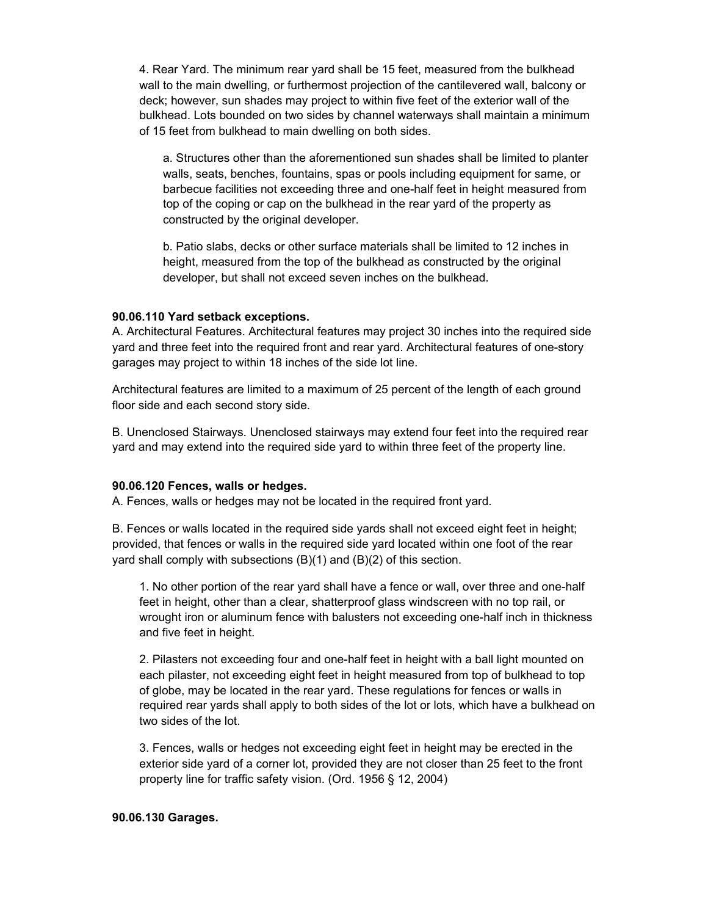4. Rear Yard. The minimum rear yard shall be 15 feet, measured from the bulkhead wall to the main dwelling, or furthermost projection of the cantilevered wall, balcony or deck; however, sun shades may project to within five feet of the exterior wall of the bulkhead. Lots bounded on two sides by channel waterways shall maintain a minimum of 15 feet from bulkhead to main dwelling on both sides.

a. Structures other than the aforementioned sun shades shall be limited to planter walls, seats, benches, fountains, spas or pools including equipment for same, or barbecue facilities not exceeding three and one-half feet in height measured from top of the coping or cap on the bulkhead in the rear yard of the property as constructed by the original developer.

b. Patio slabs, decks or other surface materials shall be limited to 12 inches in height, measured from the top of the bulkhead as constructed by the original developer, but shall not exceed seven inches on the bulkhead.

**90.06.110 Yard setback exceptions.**

A. Architectural Features. Architectural features may project 30 inches into the required side yard and three feet into the required front and rear yard. Architectural features of one-story garages may project to within 18 inches of the side lot line.

Architectural features are limited to a maximum of 25 percent of the length of each ground floor side and each second story side.

B. Unenclosed Stairways. Unenclosed stairways may extend four feet into the required rear yard and may extend into the required side yard to within three feet of the property line.

**90.06.120 Fences, walls or hedges.**

A. Fences, walls or hedges may not be located in the required front yard.

B. Fences or walls located in the required side yards shall not exceed eight feet in height; provided, that fences or walls in the required side yard located within one foot of the rear yard shall comply with subsections (B)(1) and (B)(2) of this section.

1. No other portion of the rear yard shall have a fence or wall, over three and one-half feet in height, other than a clear, shatterproof glass windscreen with no top rail, or wrought iron or aluminum fence with balusters not exceeding one-half inch in thickness and five feet in height.

2. Pilasters not exceeding four and one-half feet in height with a ball light mounted on each pilaster, not exceeding eight feet in height measured from top of bulkhead to top of globe, may be located in the rear yard. These regulations for fences or walls in required rear yards shall apply to both sides of the lot or lots, which have a bulkhead on two sides of the lot.

3. Fences, walls or hedges not exceeding eight feet in height may be erected in the exterior side yard of a corner lot, provided they are not closer than 25 feet to the front property line for traffic safety vision. (Ord. 1956 § 12, 2004)

**90.06.130 Garages.**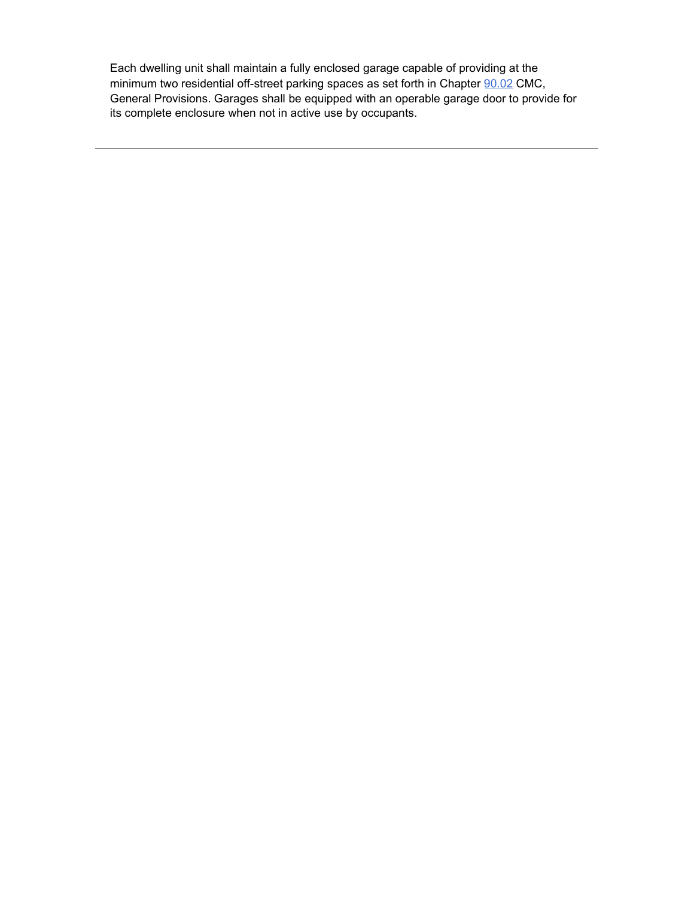Each dwelling unit shall maintain a fully enclosed garage capable of providing at the minimum two residential off-street parking spaces as set forth in Chapter 90.02 CMC, General Provisions. Garages shall be equipped with an operable garage door to provide for its complete enclosure when not in active use by occupants.

---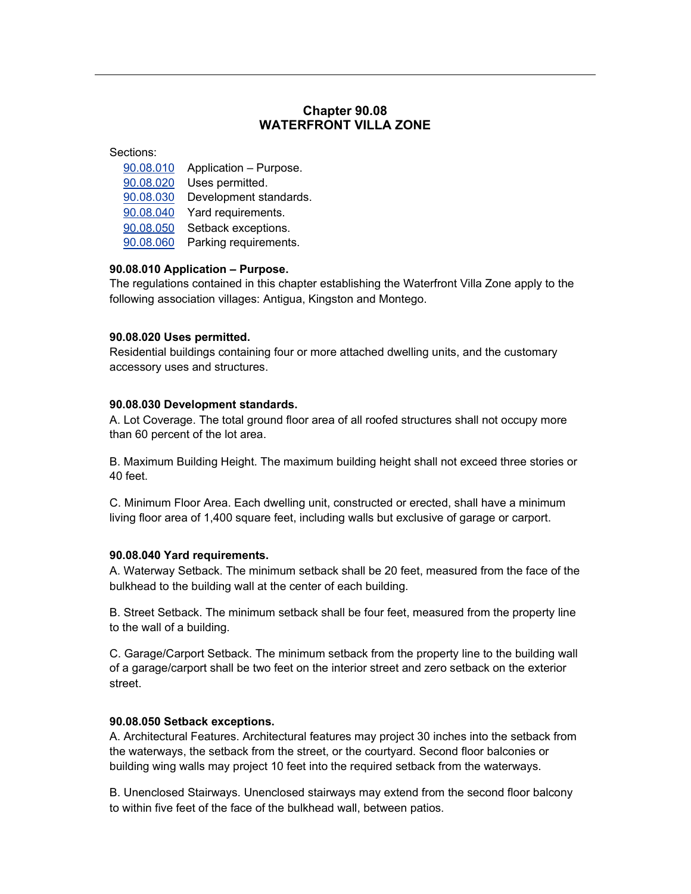## Chapter 90.08
## WATERFRONT VILLA ZONE

Sections:

| | |
|---|---|
| 90.08.010 | Application – Purpose. |
| 90.08.020 | Uses permitted. |
| 90.08.030 | Development standards. |
| 90.08.040 | Yard requirements. |
| 90.08.050 | Setback exceptions. |
| 90.08.060 | Parking requirements. |

**90.08.010 Application – Purpose.**
The regulations contained in this chapter establishing the Waterfront Villa Zone apply to the following association villages: Antigua, Kingston and Montego.

**90.08.020 Uses permitted.**
Residential buildings containing four or more attached dwelling units, and the customary accessory uses and structures.

**90.08.030 Development standards.**
A. Lot Coverage. The total ground floor area of all roofed structures shall not occupy more than 60 percent of the lot area.

B. Maximum Building Height. The maximum building height shall not exceed three stories or 40 feet.

C. Minimum Floor Area. Each dwelling unit, constructed or erected, shall have a minimum living floor area of 1,400 square feet, including walls but exclusive of garage or carport.

**90.08.040 Yard requirements.**
A. Waterway Setback. The minimum setback shall be 20 feet, measured from the face of the bulkhead to the building wall at the center of each building.

B. Street Setback. The minimum setback shall be four feet, measured from the property line to the wall of a building.

C. Garage/Carport Setback. The minimum setback from the property line to the building wall of a garage/carport shall be two feet on the interior street and zero setback on the exterior street.

**90.08.050 Setback exceptions.**
A. Architectural Features. Architectural features may project 30 inches into the setback from the waterways, the setback from the street, or the courtyard. Second floor balconies or building wing walls may project 10 feet into the required setback from the waterways.

B. Unenclosed Stairways. Unenclosed stairways may extend from the second floor balcony to within five feet of the face of the bulkhead wall, between patios.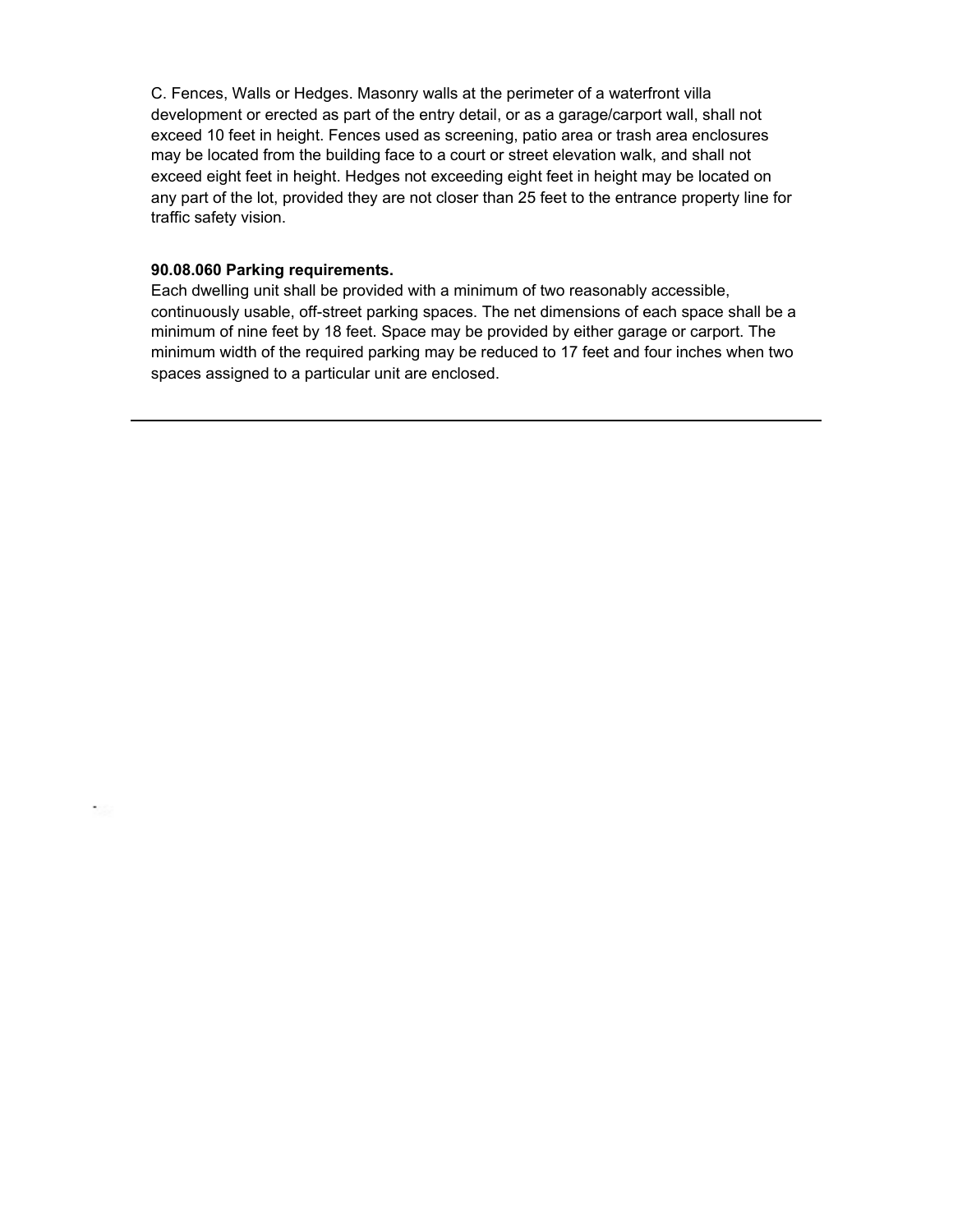C. Fences, Walls or Hedges. Masonry walls at the perimeter of a waterfront villa development or erected as part of the entry detail, or as a garage/carport wall, shall not exceed 10 feet in height. Fences used as screening, patio area or trash area enclosures may be located from the building face to a court or street elevation walk, and shall not exceed eight feet in height. Hedges not exceeding eight feet in height may be located on any part of the lot, provided they are not closer than 25 feet to the entrance property line for traffic safety vision.

**90.08.060 Parking requirements.**

Each dwelling unit shall be provided with a minimum of two reasonably accessible, continuously usable, off-street parking spaces. The net dimensions of each space shall be a minimum of nine feet by 18 feet. Space may be provided by either garage or carport. The minimum width of the required parking may be reduced to 17 feet and four inches when two spaces assigned to a particular unit are enclosed.

---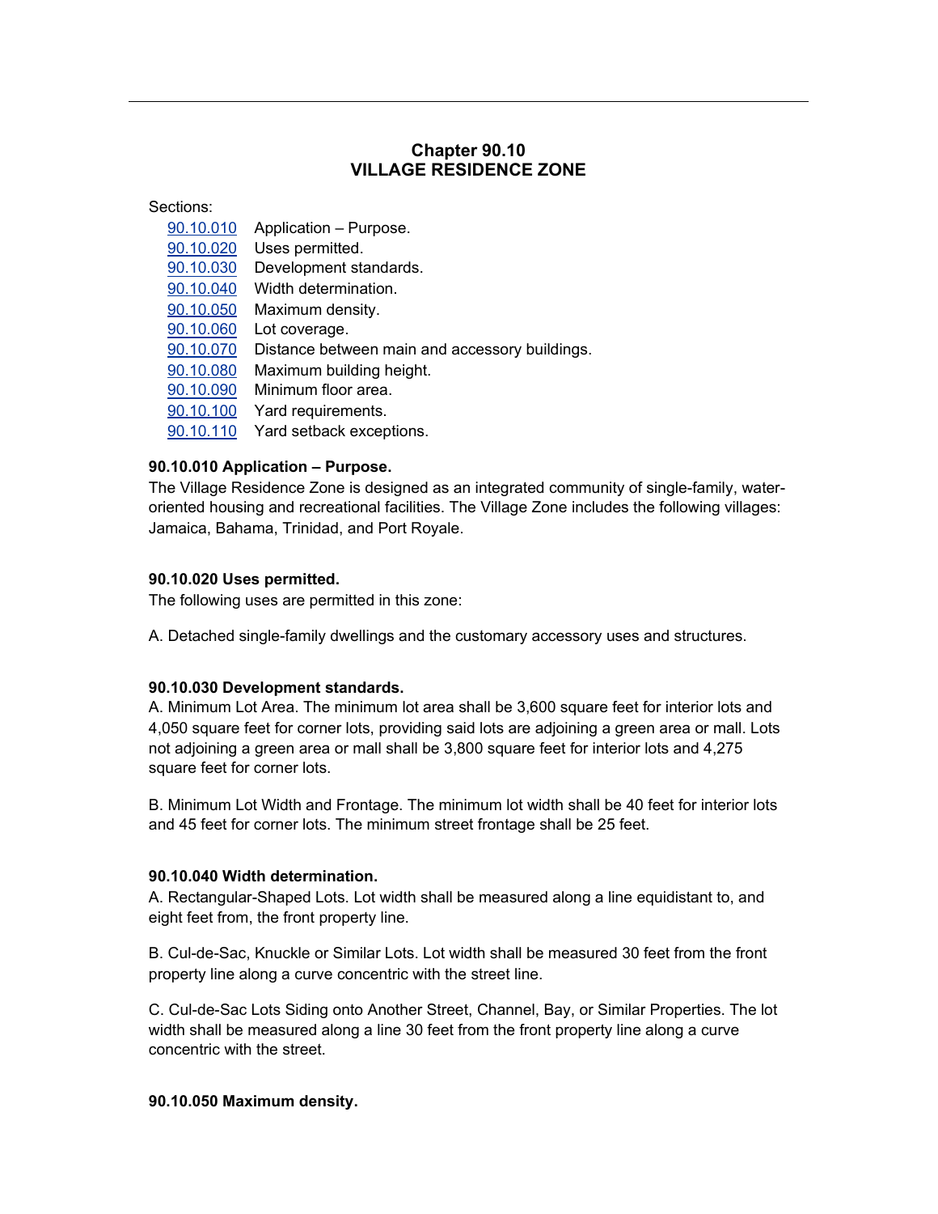# Chapter 90.10
# VILLAGE RESIDENCE ZONE

Sections:

- 90.10.010 Application – Purpose.
- 90.10.020 Uses permitted.
- 90.10.030 Development standards.
- 90.10.040 Width determination.
- 90.10.050 Maximum density.
- 90.10.060 Lot coverage.
- 90.10.070 Distance between main and accessory buildings.
- 90.10.080 Maximum building height.
- 90.10.090 Minimum floor area.
- 90.10.100 Yard requirements.
- 90.10.110 Yard setback exceptions.

**90.10.010 Application – Purpose.**

The Village Residence Zone is designed as an integrated community of single-family, water-oriented housing and recreational facilities. The Village Zone includes the following villages: Jamaica, Bahama, Trinidad, and Port Royale.

**90.10.020 Uses permitted.**

The following uses are permitted in this zone:

A. Detached single-family dwellings and the customary accessory uses and structures.

**90.10.030 Development standards.**

A. Minimum Lot Area. The minimum lot area shall be 3,600 square feet for interior lots and 4,050 square feet for corner lots, providing said lots are adjoining a green area or mall. Lots not adjoining a green area or mall shall be 3,800 square feet for interior lots and 4,275 square feet for corner lots.

B. Minimum Lot Width and Frontage. The minimum lot width shall be 40 feet for interior lots and 45 feet for corner lots. The minimum street frontage shall be 25 feet.

**90.10.040 Width determination.**

A. Rectangular-Shaped Lots. Lot width shall be measured along a line equidistant to, and eight feet from, the front property line.

B. Cul-de-Sac, Knuckle or Similar Lots. Lot width shall be measured 30 feet from the front property line along a curve concentric with the street line.

C. Cul-de-Sac Lots Siding onto Another Street, Channel, Bay, or Similar Properties. The lot width shall be measured along a line 30 feet from the front property line along a curve concentric with the street.

**90.10.050 Maximum density.**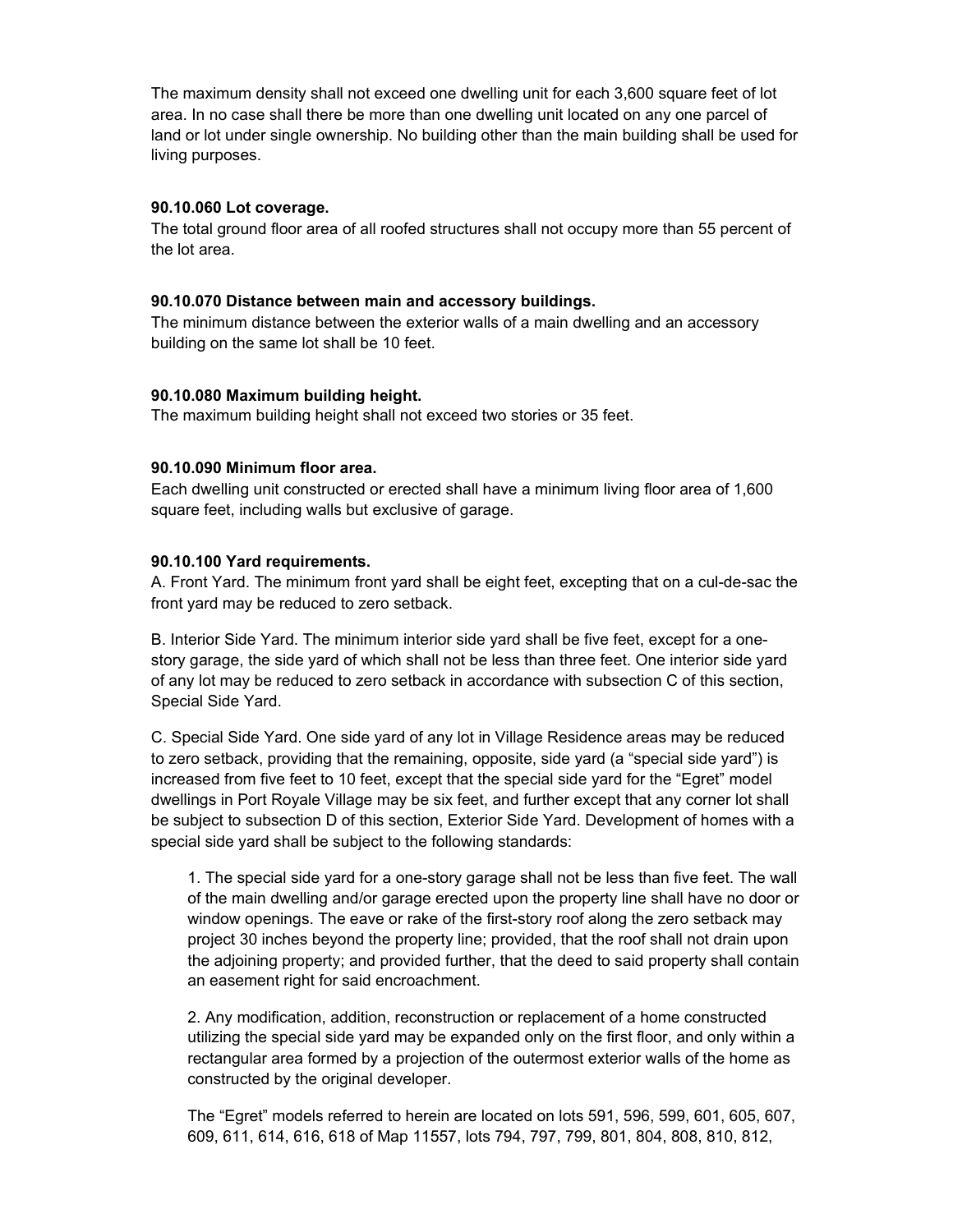The maximum density shall not exceed one dwelling unit for each 3,600 square feet of lot area. In no case shall there be more than one dwelling unit located on any one parcel of land or lot under single ownership. No building other than the main building shall be used for living purposes.

**90.10.060 Lot coverage.**
The total ground floor area of all roofed structures shall not occupy more than 55 percent of the lot area.

**90.10.070 Distance between main and accessory buildings.**
The minimum distance between the exterior walls of a main dwelling and an accessory building on the same lot shall be 10 feet.

**90.10.080 Maximum building height.**
The maximum building height shall not exceed two stories or 35 feet.

**90.10.090 Minimum floor area.**
Each dwelling unit constructed or erected shall have a minimum living floor area of 1,600 square feet, including walls but exclusive of garage.

**90.10.100 Yard requirements.**
A. Front Yard. The minimum front yard shall be eight feet, excepting that on a cul-de-sac the front yard may be reduced to zero setback.

B. Interior Side Yard. The minimum interior side yard shall be five feet, except for a one-story garage, the side yard of which shall not be less than three feet. One interior side yard of any lot may be reduced to zero setback in accordance with subsection C of this section, Special Side Yard.

C. Special Side Yard. One side yard of any lot in Village Residence areas may be reduced to zero setback, providing that the remaining, opposite, side yard (a "special side yard") is increased from five feet to 10 feet, except that the special side yard for the "Egret" model dwellings in Port Royale Village may be six feet, and further except that any corner lot shall be subject to subsection D of this section, Exterior Side Yard. Development of homes with a special side yard shall be subject to the following standards:

> 1. The special side yard for a one-story garage shall not be less than five feet. The wall of the main dwelling and/or garage erected upon the property line shall have no door or window openings. The eave or rake of the first-story roof along the zero setback may project 30 inches beyond the property line; provided, that the roof shall not drain upon the adjoining property; and provided further, that the deed to said property shall contain an easement right for said encroachment.
>
> 2. Any modification, addition, reconstruction or replacement of a home constructed utilizing the special side yard may be expanded only on the first floor, and only within a rectangular area formed by a projection of the outermost exterior walls of the home as constructed by the original developer.
>
> The "Egret" models referred to herein are located on lots 591, 596, 599, 601, 605, 607, 609, 611, 614, 616, 618 of Map 11557, lots 794, 797, 799, 801, 804, 808, 810, 812,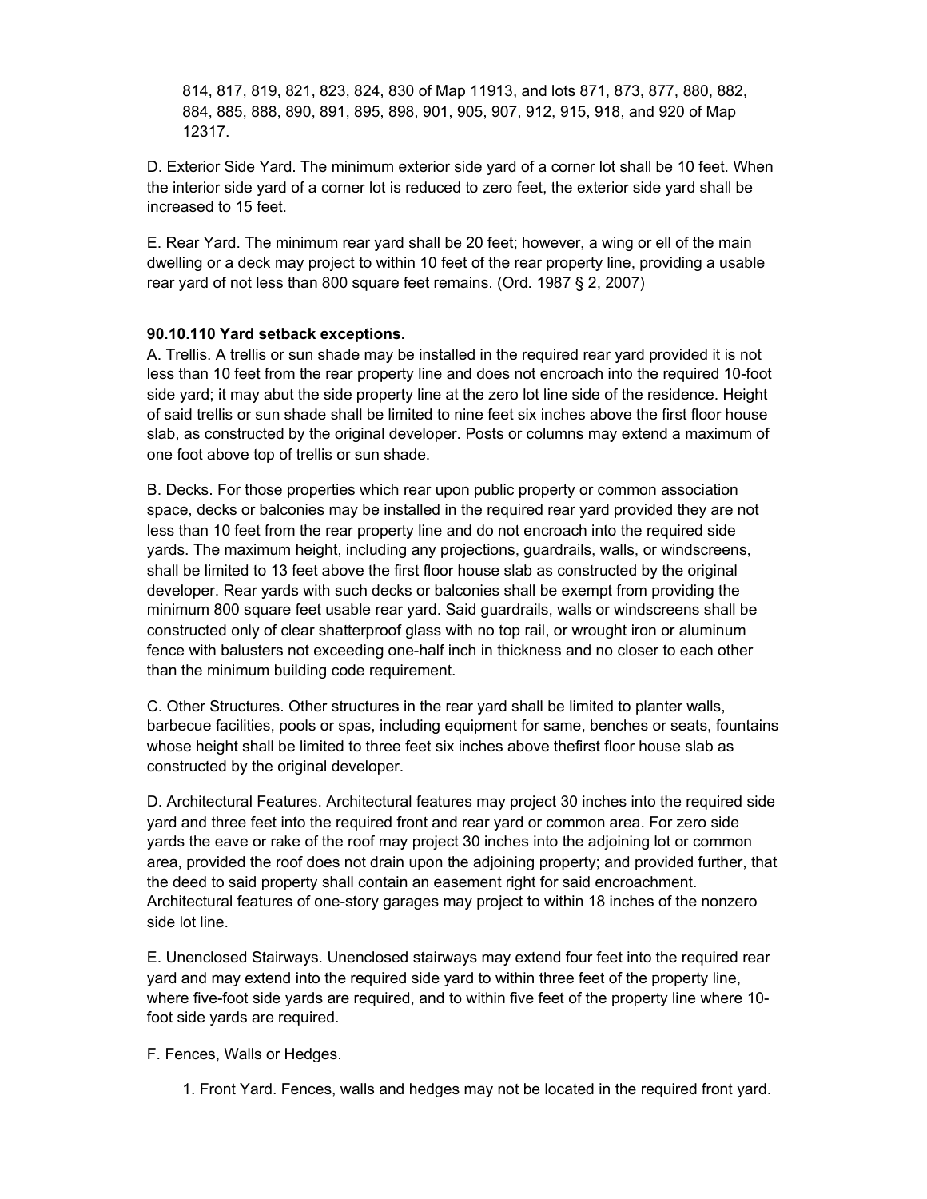814, 817, 819, 821, 823, 824, 830 of Map 11913, and lots 871, 873, 877, 880, 882, 884, 885, 888, 890, 891, 895, 898, 901, 905, 907, 912, 915, 918, and 920 of Map 12317.

D. Exterior Side Yard. The minimum exterior side yard of a corner lot shall be 10 feet. When the interior side yard of a corner lot is reduced to zero feet, the exterior side yard shall be increased to 15 feet.

E. Rear Yard. The minimum rear yard shall be 20 feet; however, a wing or ell of the main dwelling or a deck may project to within 10 feet of the rear property line, providing a usable rear yard of not less than 800 square feet remains. (Ord. 1987 § 2, 2007)

**90.10.110 Yard setback exceptions.**

A. Trellis. A trellis or sun shade may be installed in the required rear yard provided it is not less than 10 feet from the rear property line and does not encroach into the required 10-foot side yard; it may abut the side property line at the zero lot line side of the residence. Height of said trellis or sun shade shall be limited to nine feet six inches above the first floor house slab, as constructed by the original developer. Posts or columns may extend a maximum of one foot above top of trellis or sun shade.

B. Decks. For those properties which rear upon public property or common association space, decks or balconies may be installed in the required rear yard provided they are not less than 10 feet from the rear property line and do not encroach into the required side yards. The maximum height, including any projections, guardrails, walls, or windscreens, shall be limited to 13 feet above the first floor house slab as constructed by the original developer. Rear yards with such decks or balconies shall be exempt from providing the minimum 800 square feet usable rear yard. Said guardrails, walls or windscreens shall be constructed only of clear shatterproof glass with no top rail, or wrought iron or aluminum fence with balusters not exceeding one-half inch in thickness and no closer to each other than the minimum building code requirement.

C. Other Structures. Other structures in the rear yard shall be limited to planter walls, barbecue facilities, pools or spas, including equipment for same, benches or seats, fountains whose height shall be limited to three feet six inches above thefirst floor house slab as constructed by the original developer.

D. Architectural Features. Architectural features may project 30 inches into the required side yard and three feet into the required front and rear yard or common area. For zero side yards the eave or rake of the roof may project 30 inches into the adjoining lot or common area, provided the roof does not drain upon the adjoining property; and provided further, that the deed to said property shall contain an easement right for said encroachment. Architectural features of one-story garages may project to within 18 inches of the nonzero side lot line.

E. Unenclosed Stairways. Unenclosed stairways may extend four feet into the required rear yard and may extend into the required side yard to within three feet of the property line, where five-foot side yards are required, and to within five feet of the property line where 10-foot side yards are required.

F. Fences, Walls or Hedges.

1. Front Yard. Fences, walls and hedges may not be located in the required front yard.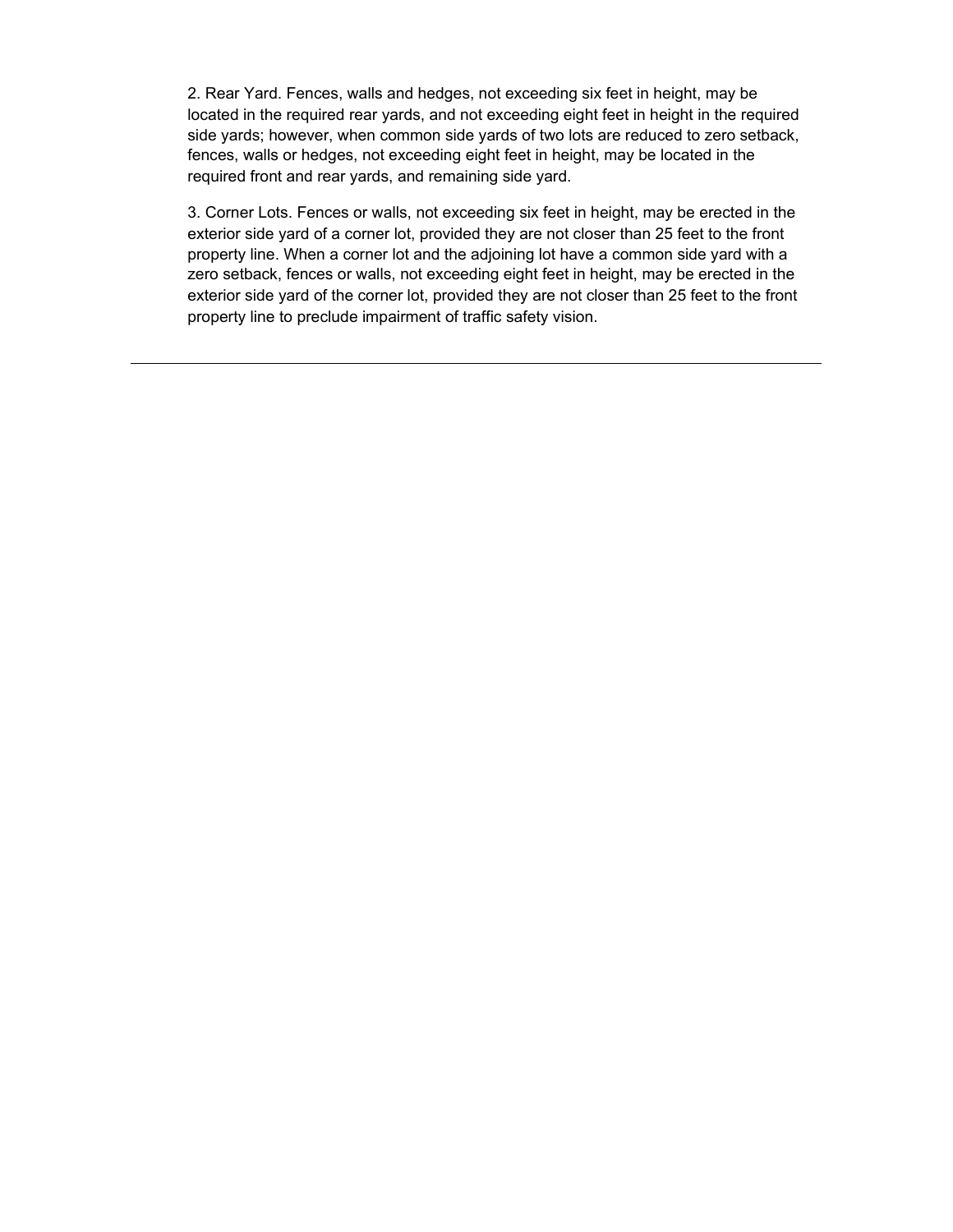2. Rear Yard. Fences, walls and hedges, not exceeding six feet in height, may be located in the required rear yards, and not exceeding eight feet in height in the required side yards; however, when common side yards of two lots are reduced to zero setback, fences, walls or hedges, not exceeding eight feet in height, may be located in the required front and rear yards, and remaining side yard.

3. Corner Lots. Fences or walls, not exceeding six feet in height, may be erected in the exterior side yard of a corner lot, provided they are not closer than 25 feet to the front property line. When a corner lot and the adjoining lot have a common side yard with a zero setback, fences or walls, not exceeding eight feet in height, may be erected in the exterior side yard of the corner lot, provided they are not closer than 25 feet to the front property line to preclude impairment of traffic safety vision.

---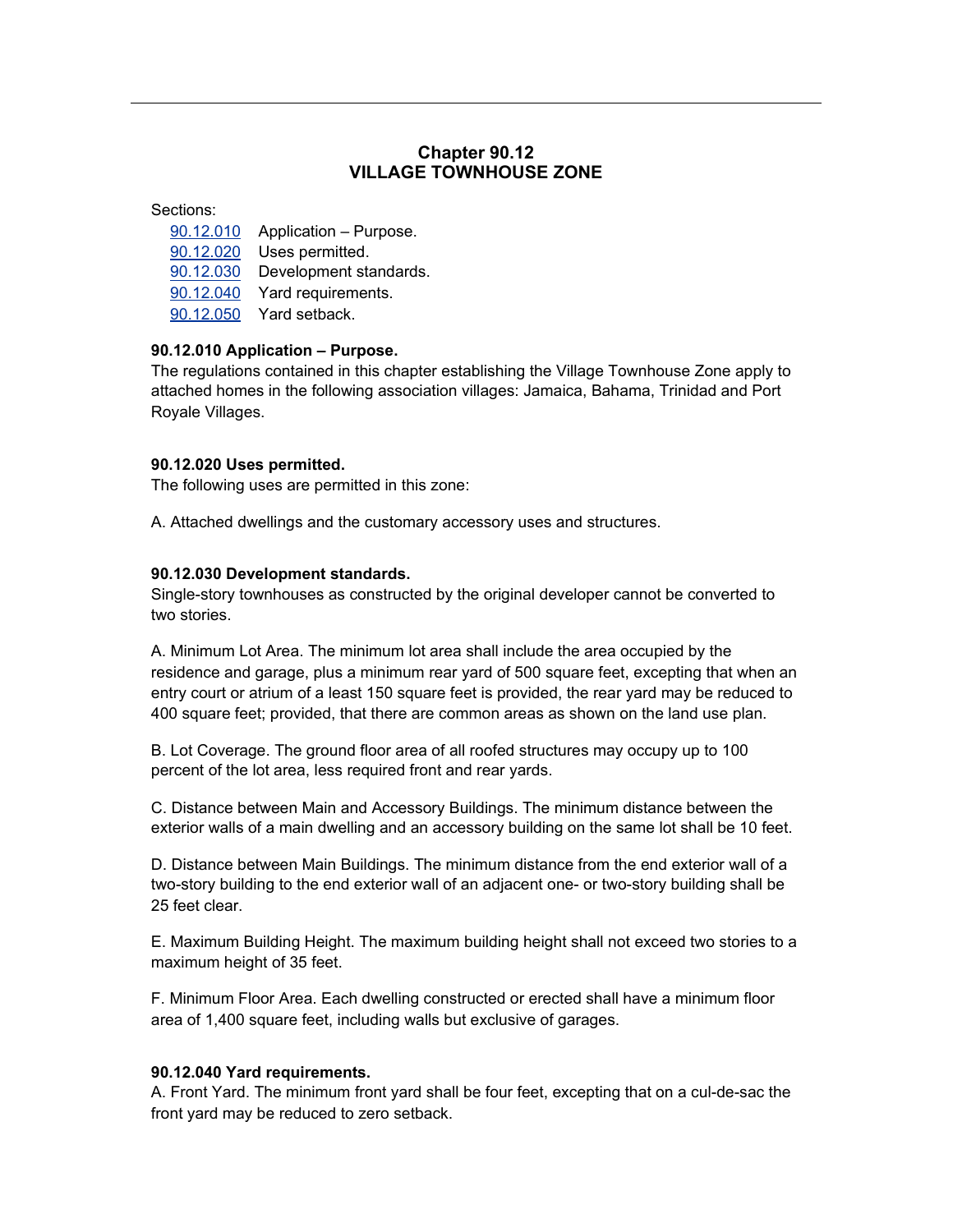# Chapter 90.12
# VILLAGE TOWNHOUSE ZONE

Sections:

- 90.12.010 Application – Purpose.
- 90.12.020 Uses permitted.
- 90.12.030 Development standards.
- 90.12.040 Yard requirements.
- 90.12.050 Yard setback.

**90.12.010 Application – Purpose.**
The regulations contained in this chapter establishing the Village Townhouse Zone apply to attached homes in the following association villages: Jamaica, Bahama, Trinidad and Port Royale Villages.

**90.12.020 Uses permitted.**
The following uses are permitted in this zone:

A. Attached dwellings and the customary accessory uses and structures.

**90.12.030 Development standards.**
Single-story townhouses as constructed by the original developer cannot be converted to two stories.

A. Minimum Lot Area. The minimum lot area shall include the area occupied by the residence and garage, plus a minimum rear yard of 500 square feet, excepting that when an entry court or atrium of a least 150 square feet is provided, the rear yard may be reduced to 400 square feet; provided, that there are common areas as shown on the land use plan.

B. Lot Coverage. The ground floor area of all roofed structures may occupy up to 100 percent of the lot area, less required front and rear yards.

C. Distance between Main and Accessory Buildings. The minimum distance between the exterior walls of a main dwelling and an accessory building on the same lot shall be 10 feet.

D. Distance between Main Buildings. The minimum distance from the end exterior wall of a two-story building to the end exterior wall of an adjacent one- or two-story building shall be 25 feet clear.

E. Maximum Building Height. The maximum building height shall not exceed two stories to a maximum height of 35 feet.

F. Minimum Floor Area. Each dwelling constructed or erected shall have a minimum floor area of 1,400 square feet, including walls but exclusive of garages.

**90.12.040 Yard requirements.**
A. Front Yard. The minimum front yard shall be four feet, excepting that on a cul-de-sac the front yard may be reduced to zero setback.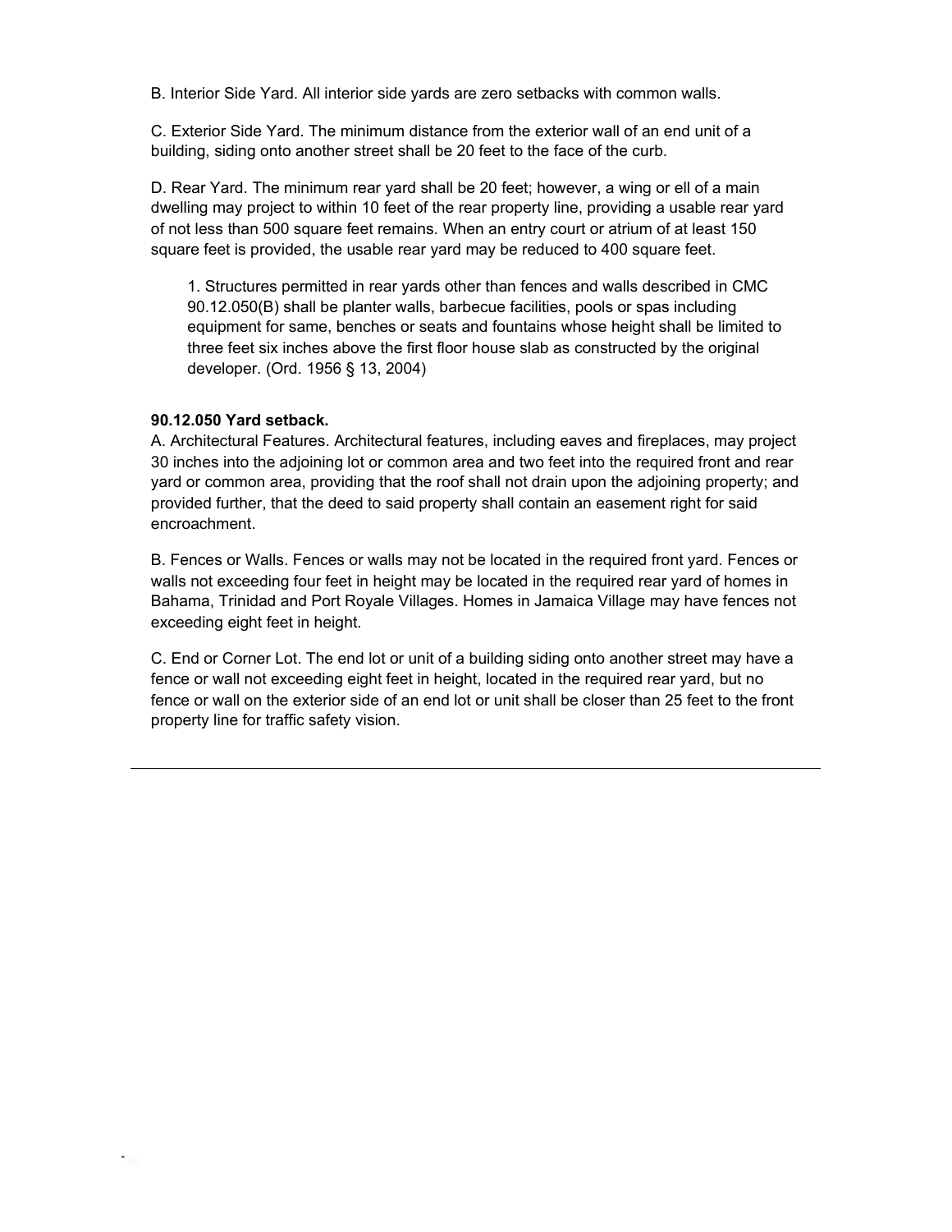B. Interior Side Yard. All interior side yards are zero setbacks with common walls.

C. Exterior Side Yard. The minimum distance from the exterior wall of an end unit of a building, siding onto another street shall be 20 feet to the face of the curb.

D. Rear Yard. The minimum rear yard shall be 20 feet; however, a wing or ell of a main dwelling may project to within 10 feet of the rear property line, providing a usable rear yard of not less than 500 square feet remains. When an entry court or atrium of at least 150 square feet is provided, the usable rear yard may be reduced to 400 square feet.

> 1. Structures permitted in rear yards other than fences and walls described in CMC 90.12.050(B) shall be planter walls, barbecue facilities, pools or spas including equipment for same, benches or seats and fountains whose height shall be limited to three feet six inches above the first floor house slab as constructed by the original developer. (Ord. 1956 § 13, 2004)

**90.12.050 Yard setback.**

A. Architectural Features. Architectural features, including eaves and fireplaces, may project 30 inches into the adjoining lot or common area and two feet into the required front and rear yard or common area, providing that the roof shall not drain upon the adjoining property; and provided further, that the deed to said property shall contain an easement right for said encroachment.

B. Fences or Walls. Fences or walls may not be located in the required front yard. Fences or walls not exceeding four feet in height may be located in the required rear yard of homes in Bahama, Trinidad and Port Royale Villages. Homes in Jamaica Village may have fences not exceeding eight feet in height.

C. End or Corner Lot. The end lot or unit of a building siding onto another street may have a fence or wall not exceeding eight feet in height, located in the required rear yard, but no fence or wall on the exterior side of an end lot or unit shall be closer than 25 feet to the front property line for traffic safety vision.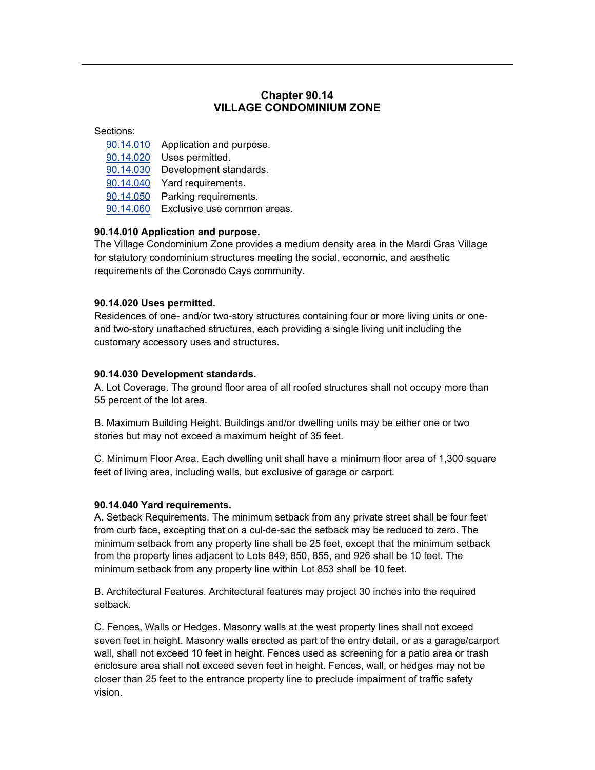# Chapter 90.14
# VILLAGE CONDOMINIUM ZONE

Sections:

- 90.14.010 Application and purpose.
- 90.14.020 Uses permitted.
- 90.14.030 Development standards.
- 90.14.040 Yard requirements.
- 90.14.050 Parking requirements.
- 90.14.060 Exclusive use common areas.

**90.14.010 Application and purpose.**
The Village Condominium Zone provides a medium density area in the Mardi Gras Village for statutory condominium structures meeting the social, economic, and aesthetic requirements of the Coronado Cays community.

**90.14.020 Uses permitted.**
Residences of one- and/or two-story structures containing four or more living units or one- and two-story unattached structures, each providing a single living unit including the customary accessory uses and structures.

**90.14.030 Development standards.**
A. Lot Coverage. The ground floor area of all roofed structures shall not occupy more than 55 percent of the lot area.

B. Maximum Building Height. Buildings and/or dwelling units may be either one or two stories but may not exceed a maximum height of 35 feet.

C. Minimum Floor Area. Each dwelling unit shall have a minimum floor area of 1,300 square feet of living area, including walls, but exclusive of garage or carport.

**90.14.040 Yard requirements.**
A. Setback Requirements. The minimum setback from any private street shall be four feet from curb face, excepting that on a cul-de-sac the setback may be reduced to zero. The minimum setback from any property line shall be 25 feet, except that the minimum setback from the property lines adjacent to Lots 849, 850, 855, and 926 shall be 10 feet. The minimum setback from any property line within Lot 853 shall be 10 feet.

B. Architectural Features. Architectural features may project 30 inches into the required setback.

C. Fences, Walls or Hedges. Masonry walls at the west property lines shall not exceed seven feet in height. Masonry walls erected as part of the entry detail, or as a garage/carport wall, shall not exceed 10 feet in height. Fences used as screening for a patio area or trash enclosure area shall not exceed seven feet in height. Fences, wall, or hedges may not be closer than 25 feet to the entrance property line to preclude impairment of traffic safety vision.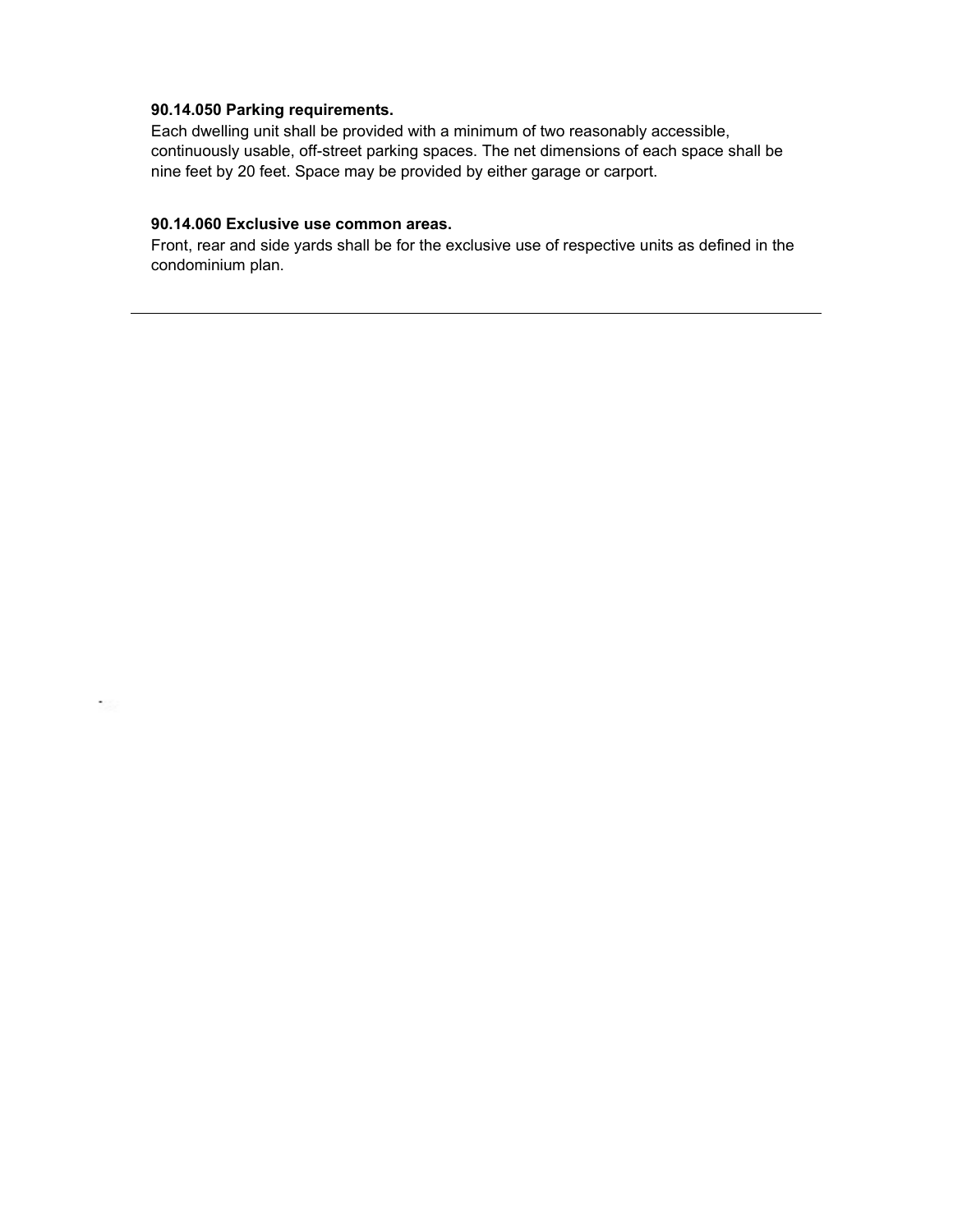**90.14.050 Parking requirements.**
Each dwelling unit shall be provided with a minimum of two reasonably accessible, continuously usable, off-street parking spaces. The net dimensions of each space shall be nine feet by 20 feet. Space may be provided by either garage or carport.

**90.14.060 Exclusive use common areas.**
Front, rear and side yards shall be for the exclusive use of respective units as defined in the condominium plan.

---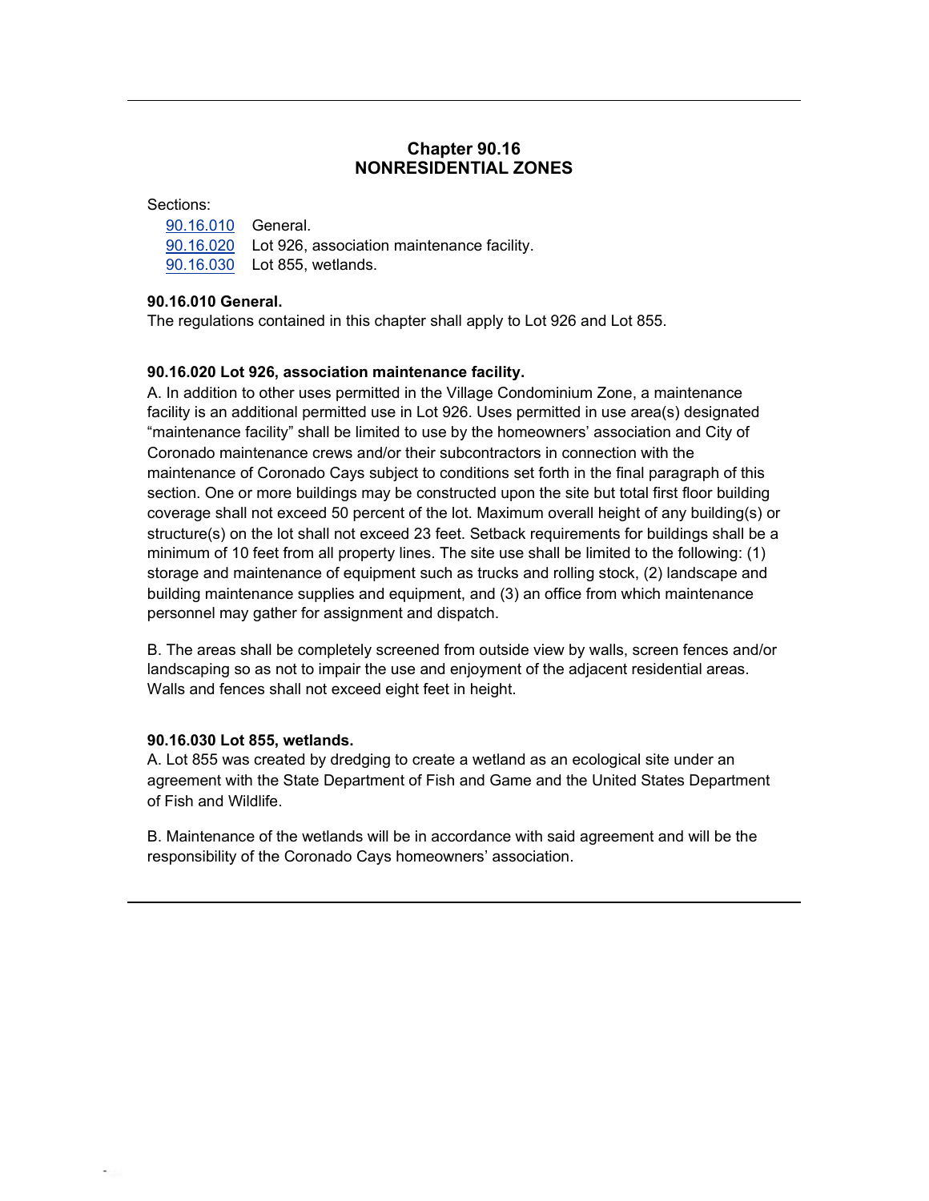## Chapter 90.16
## NONRESIDENTIAL ZONES

Sections:

90.16.010 General.
90.16.020 Lot 926, association maintenance facility.
90.16.030 Lot 855, wetlands.

**90.16.010 General.**
The regulations contained in this chapter shall apply to Lot 926 and Lot 855.

**90.16.020 Lot 926, association maintenance facility.**
A. In addition to other uses permitted in the Village Condominium Zone, a maintenance facility is an additional permitted use in Lot 926. Uses permitted in use area(s) designated "maintenance facility" shall be limited to use by the homeowners' association and City of Coronado maintenance crews and/or their subcontractors in connection with the maintenance of Coronado Cays subject to conditions set forth in the final paragraph of this section. One or more buildings may be constructed upon the site but total first floor building coverage shall not exceed 50 percent of the lot. Maximum overall height of any building(s) or structure(s) on the lot shall not exceed 23 feet. Setback requirements for buildings shall be a minimum of 10 feet from all property lines. The site use shall be limited to the following: (1) storage and maintenance of equipment such as trucks and rolling stock, (2) landscape and building maintenance supplies and equipment, and (3) an office from which maintenance personnel may gather for assignment and dispatch.

B. The areas shall be completely screened from outside view by walls, screen fences and/or landscaping so as not to impair the use and enjoyment of the adjacent residential areas. Walls and fences shall not exceed eight feet in height.

**90.16.030 Lot 855, wetlands.**
A. Lot 855 was created by dredging to create a wetland as an ecological site under an agreement with the State Department of Fish and Game and the United States Department of Fish and Wildlife.

B. Maintenance of the wetlands will be in accordance with said agreement and will be the responsibility of the Coronado Cays homeowners' association.